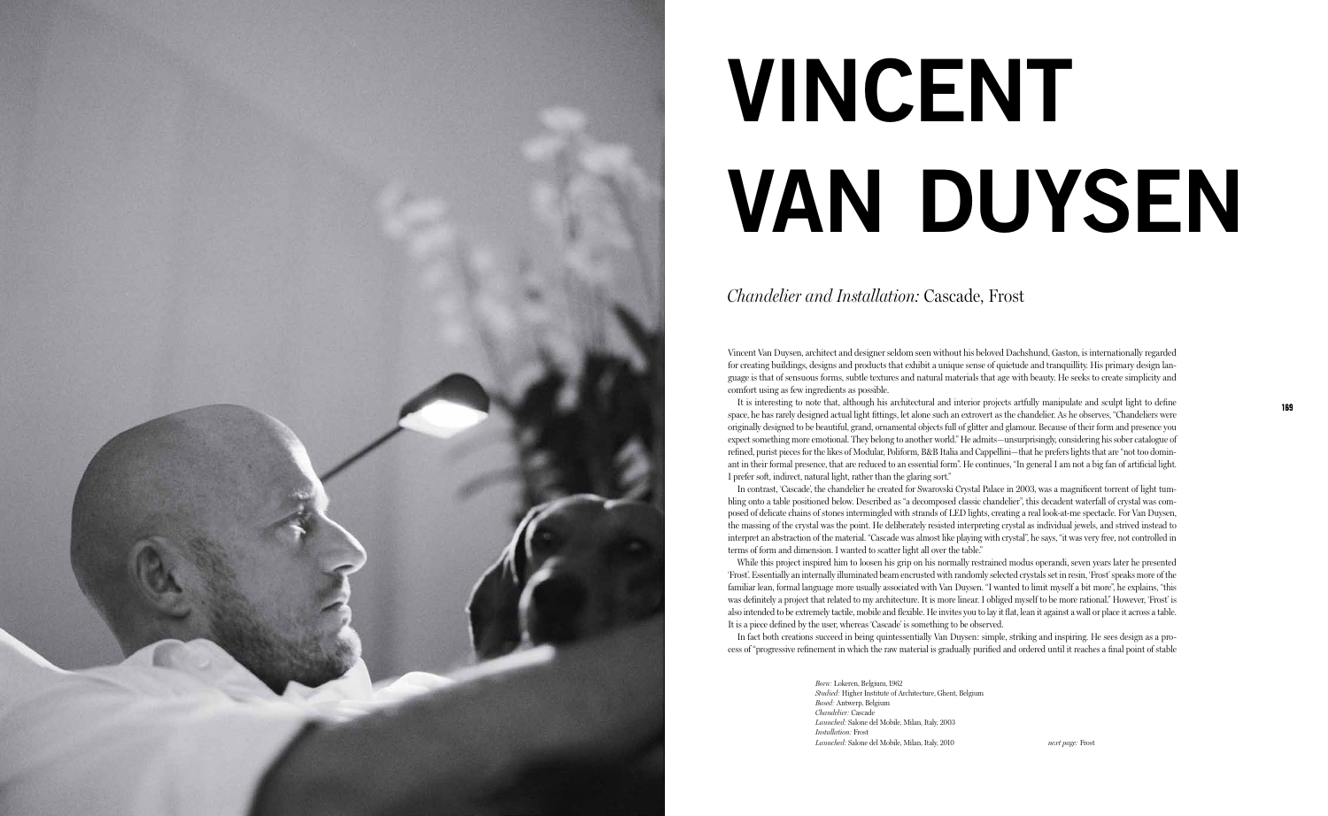# VINCENT VAN DUYSEN

*Chandelier and Installation:* Cascade, Frost

Vincent Van Duysen, architect and designer seldom seen without his beloved Dachshund, Gaston, is internationally regarded for creating buildings, designs and products that exhibit a unique sense of quietude and tranquillity. His primary design language is that of sensuous forms, subtle textures and natural materials that age with beauty. He seeks to create simplicity and comfort using as few ingredients as possible.

It is interesting to note that, although his architectural and interior projects artfully manipulate and sculpt light to define space, he has rarely designed actual light fittings, let alone such an extrovert as the chandelier. As he observes, "Chandeliers were originally designed to be beautiful, grand, ornamental objects full of glitter and glamour. Because of their form and presence you expect something more emotional. They belong to another world." He admits—unsurprisingly, considering his sober catalogue of refined, purist pieces for the likes of Modular, Poliform, B&B Italia and Cappellini—that he prefers lights that are "not too dominant in their formal presence, that are reduced to an essential form". He continues, "In general I am not a big fan of artificial light. I prefer soft, indirect, natural light, rather than the glaring sort."

In contrast, 'Cascade', the chandelier he created for Swarovski Crystal Palace in 2003, was a magnificent torrent of light tumbling onto a table positioned below. Described as "a decomposed classic chandelier", this decadent waterfall of crystal was composed of delicate chains of stones intermingled with strands of LED lights, creating a real look-at-me spectacle. For Van Duysen, the massing of the crystal was the point. He deliberately resisted interpreting crystal as individual jewels, and strived instead to interpret an abstraction of the material. "Cascade was almost like playing with crystal", he says, "it was very free, not controlled in terms of form and dimension. I wanted to scatter light all over the table."

While this project inspired him to loosen his grip on his normally restrained modus operandi, seven years later he presented 'Frost'. Essentially an internally illuminated beam encrusted with randomly selected crystals set in resin, 'Frost' speaks more of the familiar lean, formal language more usually associated with Van Duysen. "I wanted to limit myself a bit more", he explains, "this was definitely a project that related to my architecture. It is more linear. I obliged myself to be more rational." However, 'Frost' is also intended to be extremely tactile, mobile and flexible. He invites you to lay it flat, lean it against a wall or place it across a table. It is a piece defined by the user, whereas 'Cascade' is something to be observed.

In fact both creations succeed in being quintessentially Van Duysen: simple, striking and inspiring. He sees design as a process of "progressive refinement in which the raw material is gradually purified and ordered until it reaches a final point of stable

*Born:* Lokeren, Belgium, 1962
*Studied:* Higher Institute of Architecture, Ghent, Belgium
*Based:* Antwerp, Belgium
*Chandelier:* Cascade
*Launched:* Salone del Mobile, Milan, Italy, 2003
*Installation:* Frost
*Launched:* Salone del Mobile, Milan, Italy, 2010

*next page:* Frost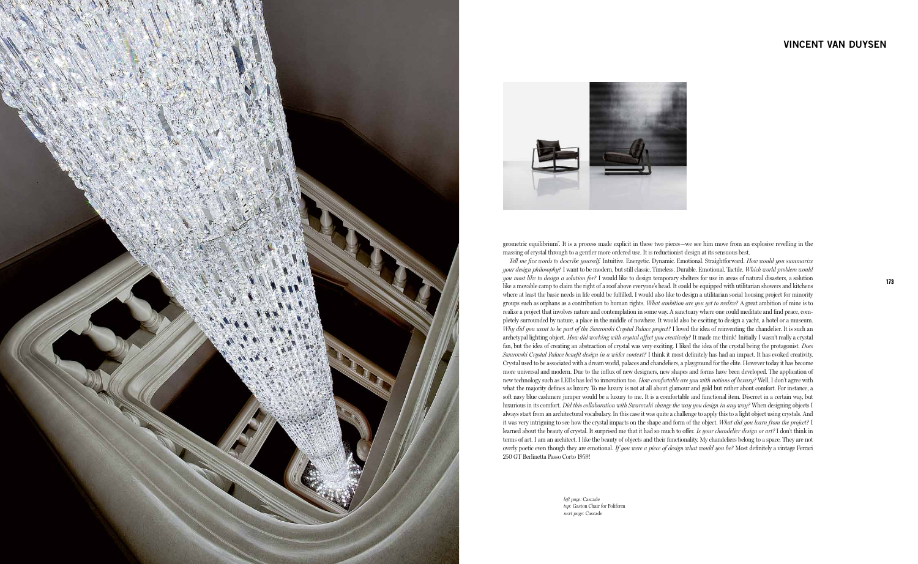## VINCENT VAN DUYSEN

geometric equilibrium". It is a process made explicit in these two pieces—we see him move from an explosive revelling in the massing of crystal through to a gentler more ordered use. It is reductionist design at its sensuous best.

*Tell me five words to describe yourself.* Intuitive. Energetic. Dynamic. Emotional. Straightforward. *How would you summarize your design philosophy?* I want to be modern, but still classic. Timeless. Durable. Emotional. Tactile. *Which world problem would you most like to design a solution for?* I would like to design temporary shelters for use in areas of natural disasters, a solution like a movable camp to claim the right of a roof above everyone's head. It could be equipped with utilitarian showers and kitchens where at least the basic needs in life could be fulfilled. I would also like to design a utilitarian social housing project for minority groups such as orphans as a contribution to human rights. *What ambition are you yet to realize?* A great ambition of mine is to realize a project that involves nature and contemplation in some way. A sanctuary where one could meditate and find peace, completely surrounded by nature, a place in the middle of nowhere. It would also be exciting to design a yacht, a hotel or a museum. *Why did you want to be part of the Swarovski Crystal Palace project?* I loved the idea of reinventing the chandelier. It is such an archetypal lighting object. *How did working with crystal affect you creatively?* It made me think! Initially I wasn't really a crystal fan, but the idea of creating an abstraction of crystal was very exciting. I liked the idea of the crystal being the protagonist. *Does Swarovski Crystal Palace benefit design in a wider context?* I think it most definitely has had an impact. It has evoked creativity. Crystal used to be associated with a dream world, palaces and chandeliers, a playground for the elite. However today it has become more universal and modern. Due to the influx of new designers, new shapes and forms have been developed. The application of new technology such as LEDs has led to innovation too. *How comfortable are you with notions of luxury?* Well, I don't agree with what the majority defines as luxury. To me luxury is not at all about glamour and gold but rather about comfort. For instance, a soft navy blue cashmere jumper would be a luxury to me. It is a comfortable and functional item. Discreet in a certain way, but luxurious in its comfort. *Did this collaboration with Swarovski change the way you design in any way?* When designing objects I always start from an architectural vocabulary. In this case it was quite a challenge to apply this to a light object using crystals. And it was very intriguing to see how the crystal impacts on the shape and form of the object. *What did you learn from the project?* I learned about the beauty of crystal. It surprised me that it had so much to offer. *Is your chandelier design or art?* I don't think in terms of art. I am an architect. I like the beauty of objects and their functionality. My chandeliers belong to a space. They are not overly poetic even though they are emotional. *If you were a piece of design what would you be?* Most definitely a vintage Ferrari 250 GT Berlinetta Passo Corto 1959!

*left page:* Cascade
*top:* Gaston Chair for Poliform
*next page:* Cascade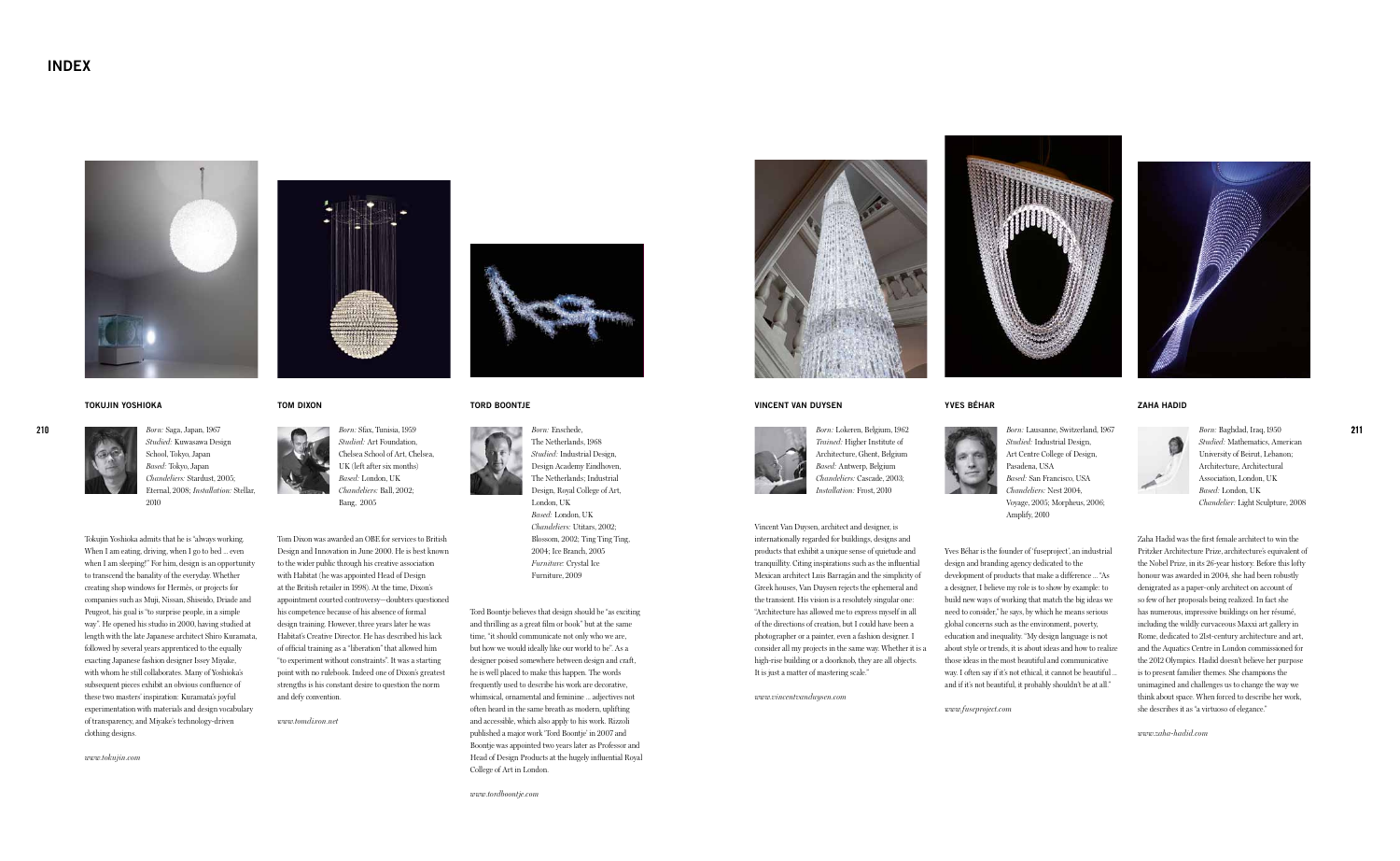# INDEX

## TOKUJIN YOSHIOKA

*Born:* Saga, Japan, 1967
*Studied:* Kuwasawa Design School, Tokyo, Japan
*Based:* Tokyo, Japan
*Chandeliers:* Stardust, 2005; Eternal, 2008; *Installation:* Stellar, 2010

Tokujin Yoshioka admits that he is "always working. When I am eating, driving, when I go to bed ... even when I am sleeping!" For him, design is an opportunity to transcend the banality of the everyday. Whether creating shop windows for Hermès, or projects for companies such as Muji, Nissan, Shiseido, Driade and Peugeot, his goal is "to surprise people, in a simple way". He opened his studio in 2000, having studied at length with the late Japanese architect Shiro Kuramata, followed by several years apprenticed to the equally exacting Japanese fashion designer Issey Miyake, with whom he still collaborates. Many of Yoshioka's subsequent pieces exhibit an obvious confluence of these two masters' inspiration: Kuramata's joyful experimentation with materials and design vocabulary of transparency, and Miyake's technology-driven clothing designs.

*www.tokujin.com*

## TOM DIXON

*Born:* Sfax, Tunisia, 1959
*Studied:* Art Foundation, Chelsea School of Art, Chelsea, UK (left after six months)
*Based:* London, UK
*Chandeliers:* Ball, 2002; Bang, 2005

Tom Dixon was awarded an OBE for services to British Design and Innovation in June 2000. He is best known to the wider public through his creative association with Habitat (he was appointed Head of Design at the British retailer in 1998). At the time, Dixon's appointment courted controversy—doubters questioned his competence because of his absence of formal design training. However, three years later he was Habitat's Creative Director. He has described his lack of official training as a "liberation" that allowed him "to experiment without constraints". It was a starting point with no rulebook. Indeed one of Dixon's greatest strengths is his constant desire to question the norm and defy convention.

*www.tomdixon.net*

## TORD BOONTJE

*Born:* Enschede, The Netherlands, 1968
*Studied:* Industrial Design, Design Academy Eindhoven, The Netherlands; Industrial Design, Royal College of Art, London, UK
*Based:* London, UK
*Chandeliers:* Utitars, 2002; Blossom, 2002; Ting Ting Ting, 2004; Ice Branch, 2005
*Furniture:* Crystal Ice Furniture, 2009

Tord Boontje believes that design should be "as exciting and thrilling as a great film or book" but at the same time, "it should communicate not only who we are, but how we would ideally like our world to be". As a designer poised somewhere between design and craft, he is well placed to make this happen. The words frequently used to describe his work are decorative, whimsical, ornamental and feminine ... adjectives not often heard in the same breath as modern, uplifting and accessible, which also apply to his work. Rizzoli published a major work 'Tord Boontje' in 2007 and Boontje was appointed two years later as Professor and Head of Design Products at the hugely influential Royal College of Art in London.

*www.tordboontje.com*

## VINCENT VAN DUYSEN

*Born:* Lokeren, Belgium, 1962
*Trained:* Higher Institute of Architecture, Ghent, Belgium
*Based:* Antwerp, Belgium
*Chandeliers:* Cascade, 2003; *Installation:* Frost, 2010

Vincent Van Duysen, architect and designer, is internationally regarded for buildings, designs and products that exhibit a unique sense of quietude and tranquillity. Citing inspirations such as the influential Mexican architect Luis Barragán and the simplicity of Greek houses, Van Duysen rejects the ephemeral and the transient. His vision is a resolutely singular one: "Architecture has allowed me to express myself in all of the directions of creation, but I could have been a photographer or a painter, even a fashion designer. I consider all my projects in the same way. Whether it is a high-rise building or a doorknob, they are all objects. It is just a matter of mastering scale."

*www.vincentvanduysen.com*

## YVES BÉHAR

*Born:* Lausanne, Switzerland, 1967
*Studied:* Industrial Design, Art Centre College of Design, Pasadena, USA
*Based:* San Francisco, USA
*Chandeliers:* Nest 2004, Voyage, 2005; Morpheus, 2006; Amplify, 2010

Yves Béhar is the founder of 'fuseproject', an industrial design and branding agency dedicated to the development of products that make a difference ... "As a designer, I believe my role is to show by example: to build new ways of working that match the big ideas we need to consider," he says, by which he means serious global concerns such as the environment, poverty, education and inequality. "My design language is not about style or trends, it is about ideas and how to realize those ideas in the most beautiful and communicative way. I often say if it's not ethical, it cannot be beautiful ... and if it's not beautiful, it probably shouldn't be at all."

*www.fuseproject.com*

## ZAHA HADID

*Born:* Baghdad, Iraq, 1950
*Studied:* Mathematics, American University of Beirut, Lebanon; Architecture, Architectural Association, London, UK
*Based:* London, UK
*Chandelier:* Light Sculpture, 2008

Zaha Hadid was the first female architect to win the Pritzker Architecture Prize, architecture's equivalent of the Nobel Prize, in its 26-year history. Before this lofty honour was awarded in 2004, she had been robustly denigrated as a paper-only architect on account of so few of her proposals being realized. In fact she has numerous, impressive buildings on her résumé, including the wildly curvaceous Maxxi art gallery in Rome, dedicated to 21st-century architecture and art, and the Aquatics Centre in London commissioned for the 2012 Olympics. Hadid doesn't believe her purpose is to present familiar themes. She champions the unimagined and challenges us to change the way we think about space. When forced to describe her work, she describes it as "a virtuoso of elegance."

*www.zaha-hadid.com*